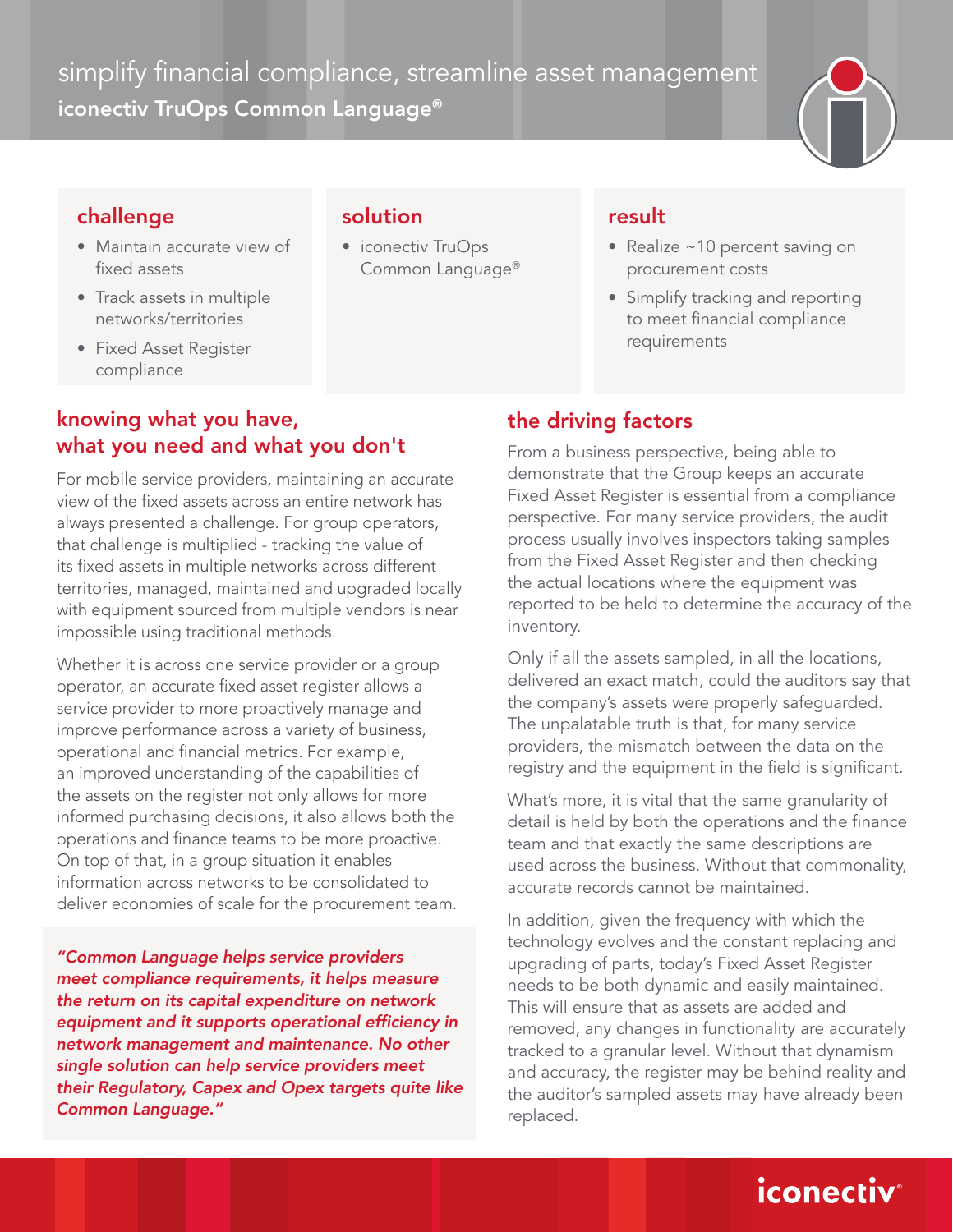# simplify financial compliance, streamline asset management

**iconectiv TruOps Common Language®**

## challenge

- Maintain accurate view of fixed assets
- Track assets in multiple networks/territories
- Fixed Asset Register compliance

## solution

- iconectiv TruOps Common Language®

## result

- Realize ~10 percent saving on procurement costs
- Simplify tracking and reporting to meet financial compliance requirements

## knowing what you have, what you need and what you don't

For mobile service providers, maintaining an accurate view of the fixed assets across an entire network has always presented a challenge. For group operators, that challenge is multiplied - tracking the value of its fixed assets in multiple networks across different territories, managed, maintained and upgraded locally with equipment sourced from multiple vendors is near impossible using traditional methods.

Whether it is across one service provider or a group operator, an accurate fixed asset register allows a service provider to more proactively manage and improve performance across a variety of business, operational and financial metrics. For example, an improved understanding of the capabilities of the assets on the register not only allows for more informed purchasing decisions, it also allows both the operations and finance teams to be more proactive. On top of that, in a group situation it enables information across networks to be consolidated to deliver economies of scale for the procurement team.

*"Common Language helps service providers meet compliance requirements, it helps measure the return on its capital expenditure on network equipment and it supports operational efficiency in network management and maintenance. No other single solution can help service providers meet their Regulatory, Capex and Opex targets quite like Common Language."*

## the driving factors

From a business perspective, being able to demonstrate that the Group keeps an accurate Fixed Asset Register is essential from a compliance perspective. For many service providers, the audit process usually involves inspectors taking samples from the Fixed Asset Register and then checking the actual locations where the equipment was reported to be held to determine the accuracy of the inventory.

Only if all the assets sampled, in all the locations, delivered an exact match, could the auditors say that the company's assets were properly safeguarded. The unpalatable truth is that, for many service providers, the mismatch between the data on the registry and the equipment in the field is significant.

What's more, it is vital that the same granularity of detail is held by both the operations and the finance team and that exactly the same descriptions are used across the business. Without that commonality, accurate records cannot be maintained.

In addition, given the frequency with which the technology evolves and the constant replacing and upgrading of parts, today's Fixed Asset Register needs to be both dynamic and easily maintained. This will ensure that as assets are added and removed, any changes in functionality are accurately tracked to a granular level. Without that dynamism and accuracy, the register may be behind reality and the auditor's sampled assets may have already been replaced.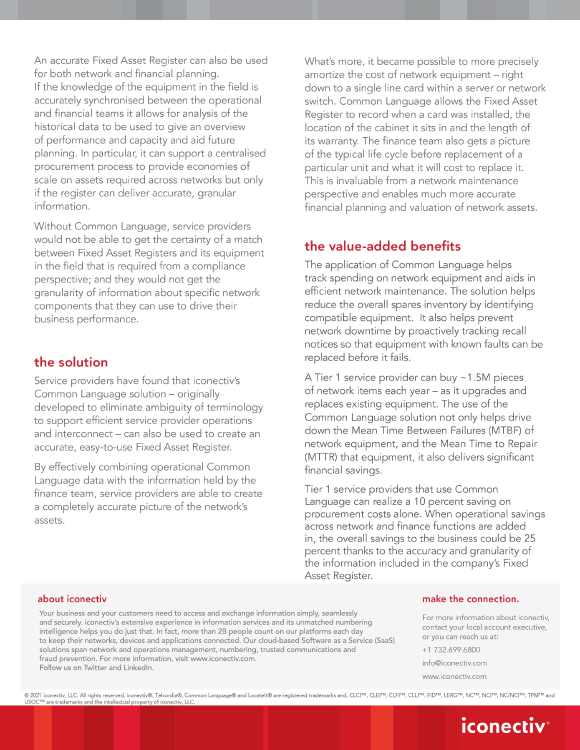An accurate Fixed Asset Register can also be used for both network and financial planning. If the knowledge of the equipment in the field is accurately synchronised between the operational and financial teams it allows for analysis of the historical data to be used to give an overview of performance and capacity and aid future planning. In particular, it can support a centralised procurement process to provide economies of scale on assets required across networks but only if the register can deliver accurate, granular information.

Without Common Language, service providers would not be able to get the certainty of a match between Fixed Asset Registers and its equipment in the field that is required from a compliance perspective; and they would not get the granularity of information about specific network components that they can use to drive their business performance.

## the solution

Service providers have found that iconectiv's Common Language solution – originally developed to eliminate ambiguity of terminology to support efficient service provider operations and interconnect – can also be used to create an accurate, easy-to-use Fixed Asset Register.

By effectively combining operational Common Language data with the information held by the finance team, service providers are able to create a completely accurate picture of the network's assets.

What's more, it became possible to more precisely amortize the cost of network equipment – right down to a single line card within a server or network switch. Common Language allows the Fixed Asset Register to record when a card was installed, the location of the cabinet it sits in and the length of its warranty. The finance team also gets a picture of the typical life cycle before replacement of a particular unit and what it will cost to replace it. This is invaluable from a network maintenance perspective and enables much more accurate financial planning and valuation of network assets.

## the value-added benefits

The application of Common Language helps track spending on network equipment and aids in efficient network maintenance. The solution helps reduce the overall spares inventory by identifying compatible equipment. It also helps prevent network downtime by proactively tracking recall notices so that equipment with known faults can be replaced before it fails.

A Tier 1 service provider can buy ~1.5M pieces of network items each year – as it upgrades and replaces existing equipment. The use of the Common Language solution not only helps drive down the Mean Time Between Failures (MTBF) of network equipment, and the Mean Time to Repair (MTTR) that equipment, it also delivers significant financial savings.

Tier 1 service providers that use Common Language can realize a 10 percent saving on procurement costs alone. When operational savings across network and finance functions are added in, the overall savings to the business could be 25 percent thanks to the accuracy and granularity of the information included in the company's Fixed Asset Register.

### about iconectiv

Your business and your customers need to access and exchange information simply, seamlessly and securely. iconectiv's extensive experience in information services and its unmatched numbering intelligence helps you do just that. In fact, more than 2B people count on our platforms each day to keep their networks, devices and applications connected. Our cloud-based Software as a Service (SaaS) solutions span network and operations management, numbering, trusted communications and fraud prevention. For more information, visit www.iconectiv.com. Follow us on Twitter and LinkedIn.

### make the connection.

For more information about iconectiv, contact your local account executive, or you can reach us at:

+1 732.699.6800

info@iconectiv.com

www.iconectiv.com

© 2021 iconectiv, LLC. All rights reserved. iconectiv®, Telcordia®, Common Language® and LocateIt® are registered trademarks and, CLCI™, CLEI™, CLFI™, CLLI™, FID™, LERG™, NC™, NCI™, NC/NCI™, TPM™ and USOC™ are trademarks and the intellectual property of iconectiv, LLC.

iconectiv